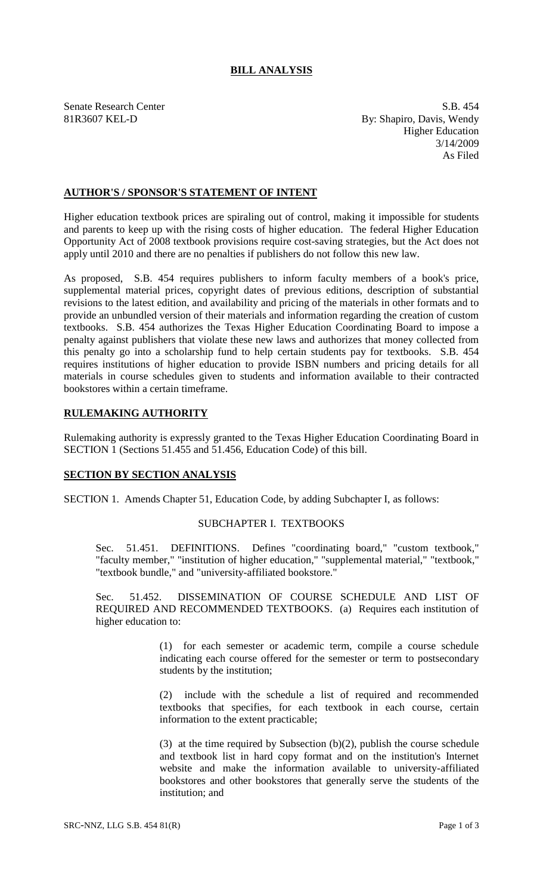# BILL ANALYSIS

Senate Research Center
81R3607 KEL-D

S.B. 454
By: Shapiro, Davis, Wendy
Higher Education
3/14/2009
As Filed

## AUTHOR'S / SPONSOR'S STATEMENT OF INTENT

Higher education textbook prices are spiraling out of control, making it impossible for students and parents to keep up with the rising costs of higher education. The federal Higher Education Opportunity Act of 2008 textbook provisions require cost-saving strategies, but the Act does not apply until 2010 and there are no penalties if publishers do not follow this new law.

As proposed, S.B. 454 requires publishers to inform faculty members of a book's price, supplemental material prices, copyright dates of previous editions, description of substantial revisions to the latest edition, and availability and pricing of the materials in other formats and to provide an unbundled version of their materials and information regarding the creation of custom textbooks. S.B. 454 authorizes the Texas Higher Education Coordinating Board to impose a penalty against publishers that violate these new laws and authorizes that money collected from this penalty go into a scholarship fund to help certain students pay for textbooks. S.B. 454 requires institutions of higher education to provide ISBN numbers and pricing details for all materials in course schedules given to students and information available to their contracted bookstores within a certain timeframe.

## RULEMAKING AUTHORITY

Rulemaking authority is expressly granted to the Texas Higher Education Coordinating Board in SECTION 1 (Sections 51.455 and 51.456, Education Code) of this bill.

## SECTION BY SECTION ANALYSIS

SECTION 1. Amends Chapter 51, Education Code, by adding Subchapter I, as follows:

SUBCHAPTER I. TEXTBOOKS

Sec. 51.451. DEFINITIONS. Defines "coordinating board," "custom textbook," "faculty member," "institution of higher education," "supplemental material," "textbook," "textbook bundle," and "university-affiliated bookstore."

Sec. 51.452. DISSEMINATION OF COURSE SCHEDULE AND LIST OF REQUIRED AND RECOMMENDED TEXTBOOKS. (a) Requires each institution of higher education to:

(1) for each semester or academic term, compile a course schedule indicating each course offered for the semester or term to postsecondary students by the institution;

(2) include with the schedule a list of required and recommended textbooks that specifies, for each textbook in each course, certain information to the extent practicable;

(3) at the time required by Subsection (b)(2), publish the course schedule and textbook list in hard copy format and on the institution's Internet website and make the information available to university-affiliated bookstores and other bookstores that generally serve the students of the institution; and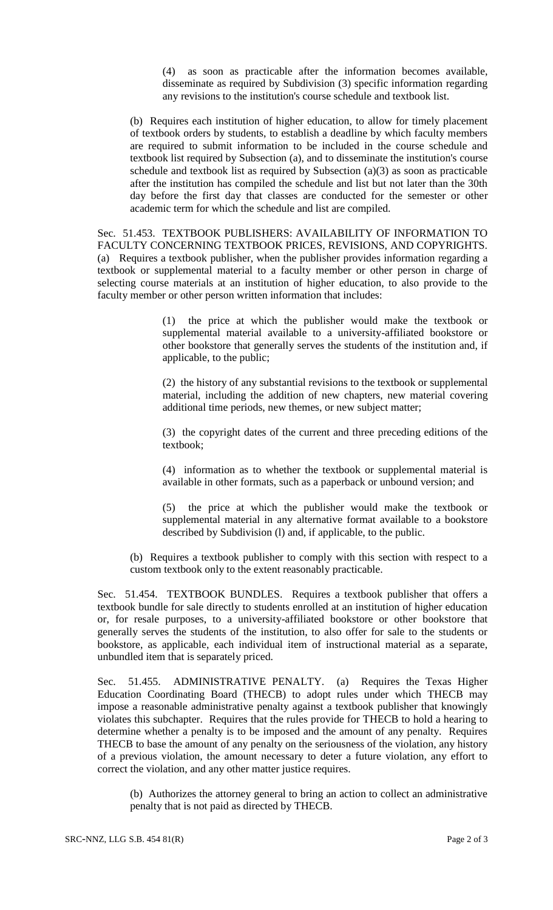(4) as soon as practicable after the information becomes available, disseminate as required by Subdivision (3) specific information regarding any revisions to the institution's course schedule and textbook list.

(b) Requires each institution of higher education, to allow for timely placement of textbook orders by students, to establish a deadline by which faculty members are required to submit information to be included in the course schedule and textbook list required by Subsection (a), and to disseminate the institution's course schedule and textbook list as required by Subsection (a)(3) as soon as practicable after the institution has compiled the schedule and list but not later than the 30th day before the first day that classes are conducted for the semester or other academic term for which the schedule and list are compiled.

Sec. 51.453. TEXTBOOK PUBLISHERS: AVAILABILITY OF INFORMATION TO FACULTY CONCERNING TEXTBOOK PRICES, REVISIONS, AND COPYRIGHTS. (a) Requires a textbook publisher, when the publisher provides information regarding a textbook or supplemental material to a faculty member or other person in charge of selecting course materials at an institution of higher education, to also provide to the faculty member or other person written information that includes:

(1) the price at which the publisher would make the textbook or supplemental material available to a university-affiliated bookstore or other bookstore that generally serves the students of the institution and, if applicable, to the public;

(2) the history of any substantial revisions to the textbook or supplemental material, including the addition of new chapters, new material covering additional time periods, new themes, or new subject matter;

(3) the copyright dates of the current and three preceding editions of the textbook;

(4) information as to whether the textbook or supplemental material is available in other formats, such as a paperback or unbound version; and

(5) the price at which the publisher would make the textbook or supplemental material in any alternative format available to a bookstore described by Subdivision (l) and, if applicable, to the public.

(b) Requires a textbook publisher to comply with this section with respect to a custom textbook only to the extent reasonably practicable.

Sec. 51.454. TEXTBOOK BUNDLES. Requires a textbook publisher that offers a textbook bundle for sale directly to students enrolled at an institution of higher education or, for resale purposes, to a university-affiliated bookstore or other bookstore that generally serves the students of the institution, to also offer for sale to the students or bookstore, as applicable, each individual item of instructional material as a separate, unbundled item that is separately priced.

Sec. 51.455. ADMINISTRATIVE PENALTY. (a) Requires the Texas Higher Education Coordinating Board (THECB) to adopt rules under which THECB may impose a reasonable administrative penalty against a textbook publisher that knowingly violates this subchapter. Requires that the rules provide for THECB to hold a hearing to determine whether a penalty is to be imposed and the amount of any penalty. Requires THECB to base the amount of any penalty on the seriousness of the violation, any history of a previous violation, the amount necessary to deter a future violation, any effort to correct the violation, and any other matter justice requires.

(b) Authorizes the attorney general to bring an action to collect an administrative penalty that is not paid as directed by THECB.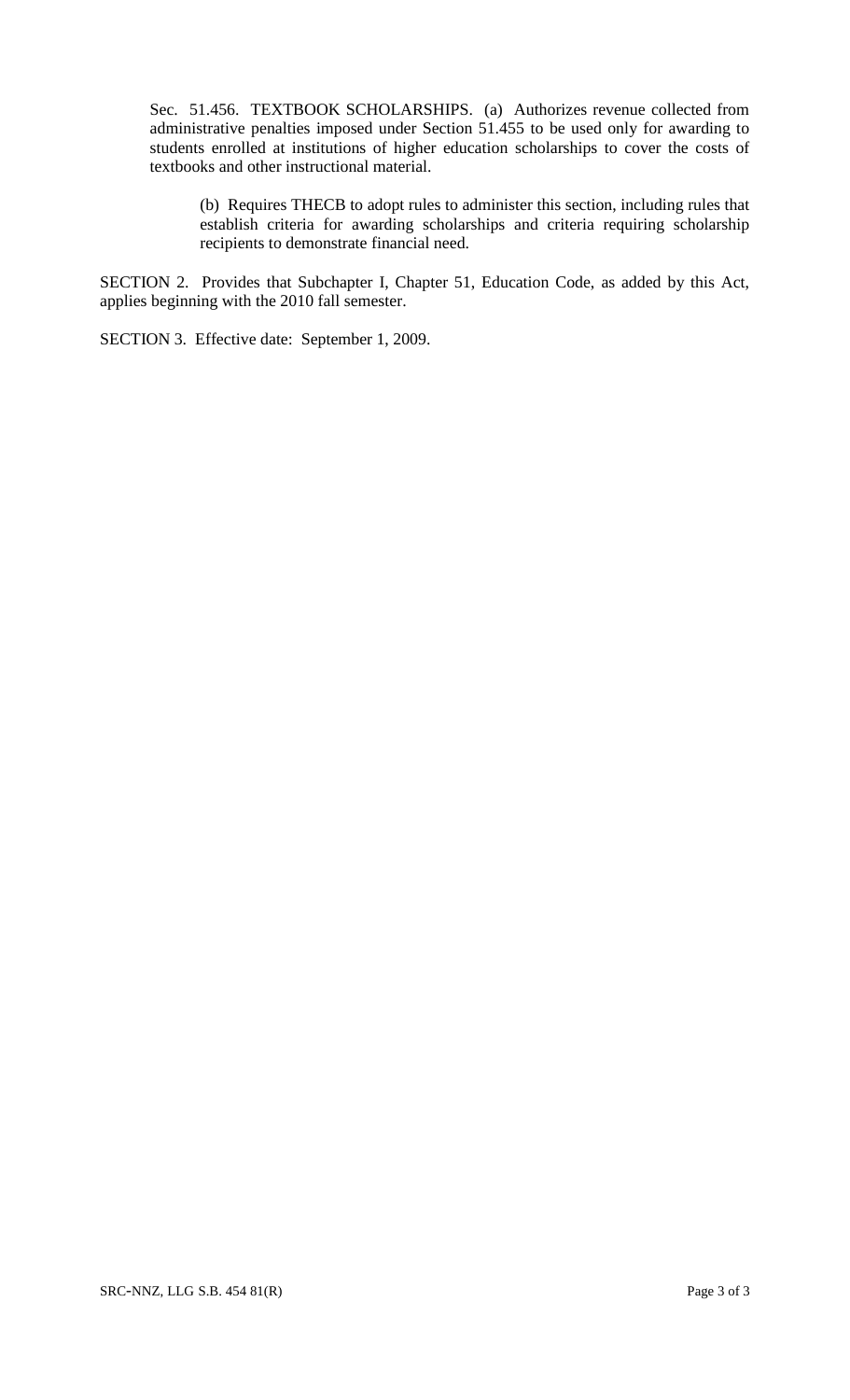Sec. 51.456. TEXTBOOK SCHOLARSHIPS. (a) Authorizes revenue collected from administrative penalties imposed under Section 51.455 to be used only for awarding to students enrolled at institutions of higher education scholarships to cover the costs of textbooks and other instructional material.

> (b) Requires THECB to adopt rules to administer this section, including rules that establish criteria for awarding scholarships and criteria requiring scholarship recipients to demonstrate financial need.

SECTION 2. Provides that Subchapter I, Chapter 51, Education Code, as added by this Act, applies beginning with the 2010 fall semester.

SECTION 3. Effective date: September 1, 2009.